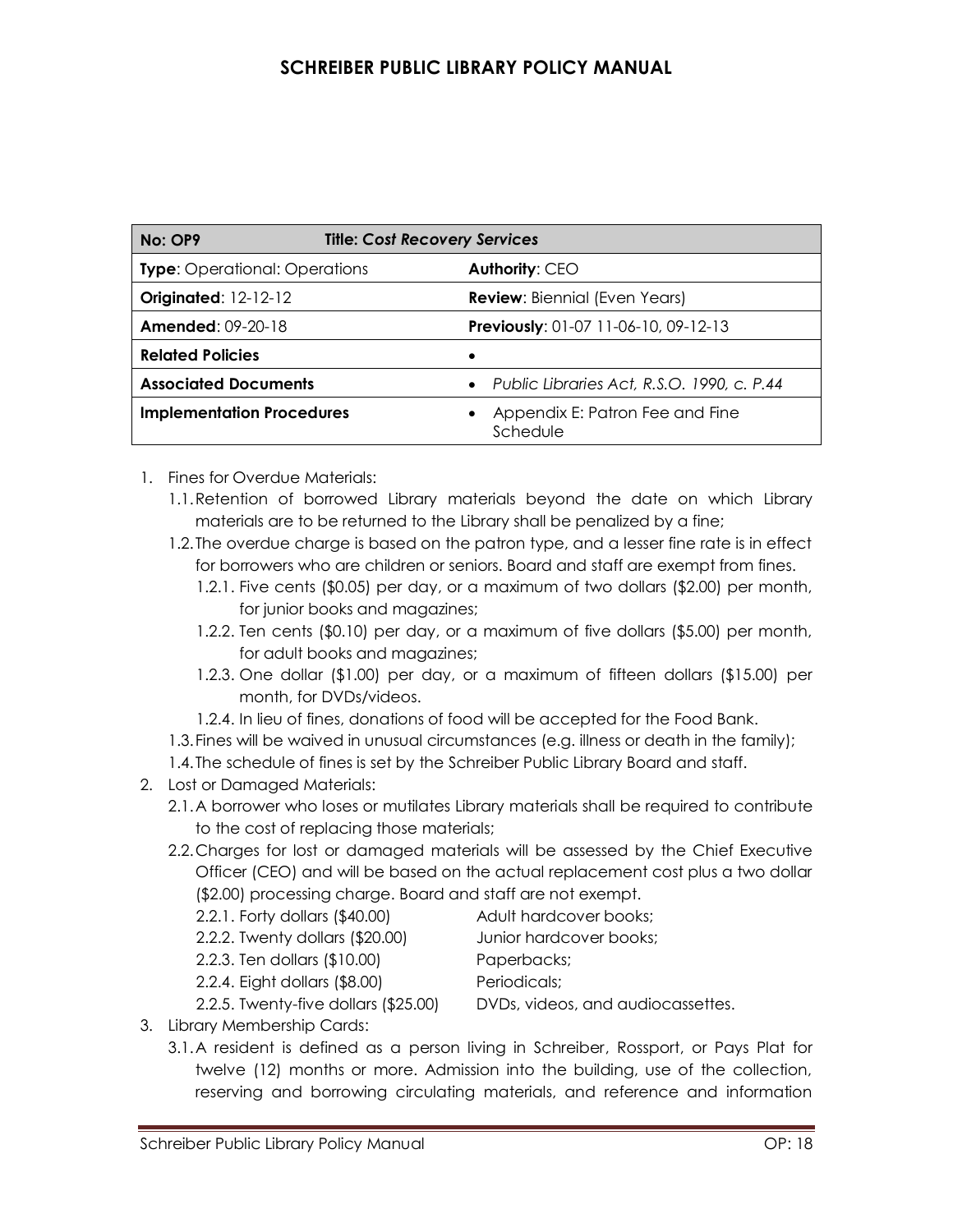# SCHREIBER PUBLIC LIBRARY POLICY MANUAL

| **No: OP9** | **Title: *Cost Recovery Services*** |
|---|---|
| **Type**: Operational: Operations | **Authority**: CEO |
| **Originated**: 12-12-12 | **Review**: Biennial (Even Years) |
| **Amended**: 09-20-18 | **Previously**: 01-07 11-06-10, 09-12-13 |
| **Related Policies** | • |
| **Associated Documents** | • *Public Libraries Act, R.S.O. 1990, c. P.44* |
| **Implementation Procedures** | • Appendix E: Patron Fee and Fine Schedule |

1. Fines for Overdue Materials:
   - 1.1. Retention of borrowed Library materials beyond the date on which Library materials are to be returned to the Library shall be penalized by a fine;
   - 1.2. The overdue charge is based on the patron type, and a lesser fine rate is in effect for borrowers who are children or seniors. Board and staff are exempt from fines.
     - 1.2.1. Five cents ($0.05) per day, or a maximum of two dollars ($2.00) per month, for junior books and magazines;
     - 1.2.2. Ten cents ($0.10) per day, or a maximum of five dollars ($5.00) per month, for adult books and magazines;
     - 1.2.3. One dollar ($1.00) per day, or a maximum of fifteen dollars ($15.00) per month, for DVDs/videos.
     - 1.2.4. In lieu of fines, donations of food will be accepted for the Food Bank.
   - 1.3. Fines will be waived in unusual circumstances (e.g. illness or death in the family);
   - 1.4. The schedule of fines is set by the Schreiber Public Library Board and staff.
2. Lost or Damaged Materials:
   - 2.1. A borrower who loses or mutilates Library materials shall be required to contribute to the cost of replacing those materials;
   - 2.2. Charges for lost or damaged materials will be assessed by the Chief Executive Officer (CEO) and will be based on the actual replacement cost plus a two dollar ($2.00) processing charge. Board and staff are not exempt.
     - 2.2.1. Forty dollars ($40.00) Adult hardcover books;
     - 2.2.2. Twenty dollars ($20.00) Junior hardcover books;
     - 2.2.3. Ten dollars ($10.00) Paperbacks;
     - 2.2.4. Eight dollars ($8.00) Periodicals;
     - 2.2.5. Twenty-five dollars ($25.00) DVDs, videos, and audiocassettes.
3. Library Membership Cards:
   - 3.1. A resident is defined as a person living in Schreiber, Rossport, or Pays Plat for twelve (12) months or more. Admission into the building, use of the collection, reserving and borrowing circulating materials, and reference and information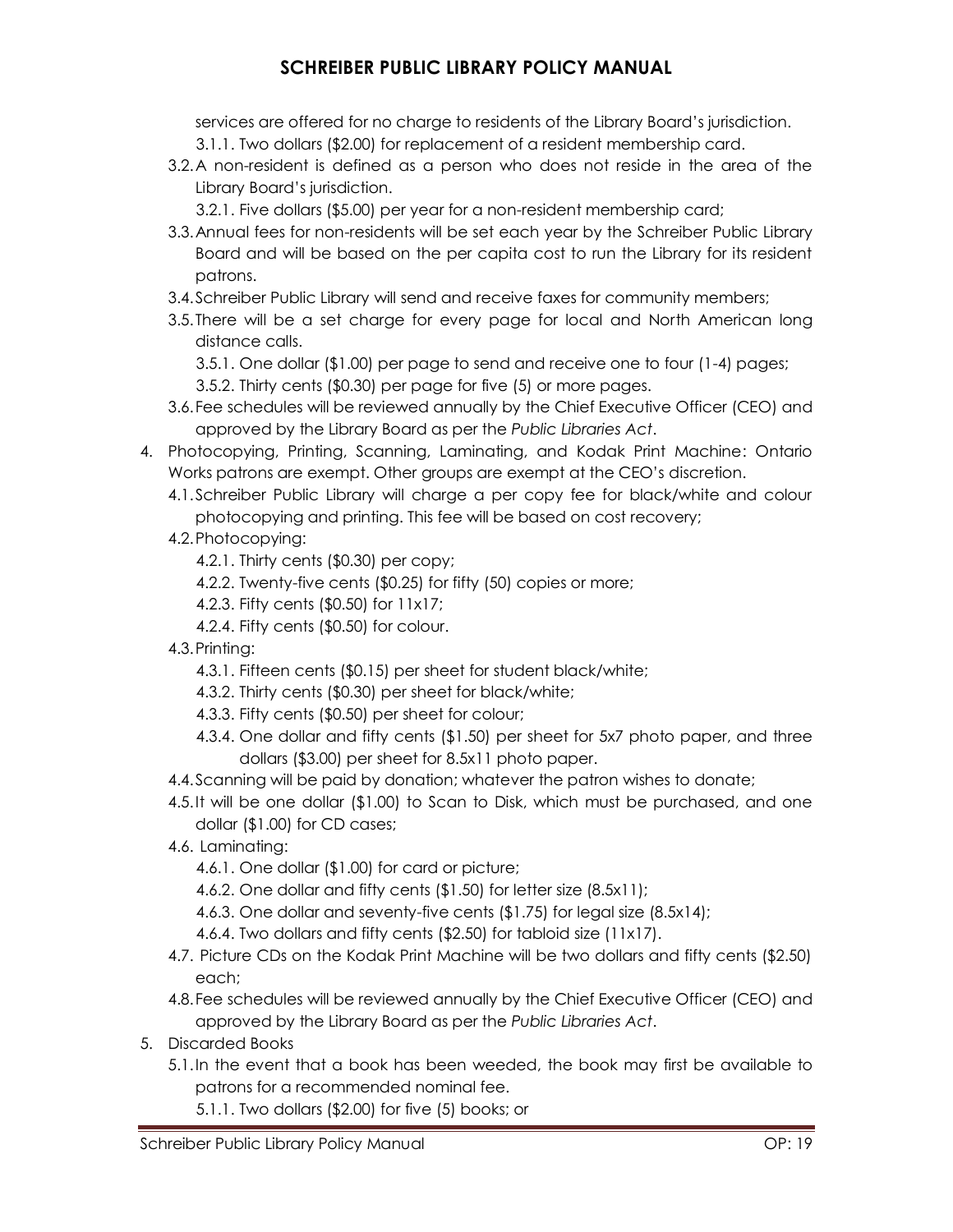services are offered for no charge to residents of the Library Board's jurisdiction.

3.1.1. Two dollars ($2.00) for replacement of a resident membership card.

3.2. A non-resident is defined as a person who does not reside in the area of the Library Board's jurisdiction.

3.2.1. Five dollars ($5.00) per year for a non-resident membership card;

3.3. Annual fees for non-residents will be set each year by the Schreiber Public Library Board and will be based on the per capita cost to run the Library for its resident patrons.

3.4. Schreiber Public Library will send and receive faxes for community members;

3.5. There will be a set charge for every page for local and North American long distance calls.

3.5.1. One dollar ($1.00) per page to send and receive one to four (1-4) pages;

3.5.2. Thirty cents ($0.30) per page for five (5) or more pages.

3.6. Fee schedules will be reviewed annually by the Chief Executive Officer (CEO) and approved by the Library Board as per the *Public Libraries Act*.

4. Photocopying, Printing, Scanning, Laminating, and Kodak Print Machine: Ontario Works patrons are exempt. Other groups are exempt at the CEO's discretion.

4.1. Schreiber Public Library will charge a per copy fee for black/white and colour photocopying and printing. This fee will be based on cost recovery;

4.2. Photocopying:

4.2.1. Thirty cents ($0.30) per copy;

4.2.2. Twenty-five cents ($0.25) for fifty (50) copies or more;

4.2.3. Fifty cents ($0.50) for 11x17;

4.2.4. Fifty cents ($0.50) for colour.

4.3. Printing:

4.3.1. Fifteen cents ($0.15) per sheet for student black/white;

4.3.2. Thirty cents ($0.30) per sheet for black/white;

4.3.3. Fifty cents ($0.50) per sheet for colour;

4.3.4. One dollar and fifty cents ($1.50) per sheet for 5x7 photo paper, and three dollars ($3.00) per sheet for 8.5x11 photo paper.

4.4. Scanning will be paid by donation; whatever the patron wishes to donate;

4.5. It will be one dollar ($1.00) to Scan to Disk, which must be purchased, and one dollar ($1.00) for CD cases;

4.6. Laminating:

4.6.1. One dollar ($1.00) for card or picture;

4.6.2. One dollar and fifty cents ($1.50) for letter size (8.5x11);

4.6.3. One dollar and seventy-five cents ($1.75) for legal size (8.5x14);

4.6.4. Two dollars and fifty cents ($2.50) for tabloid size (11x17).

4.7. Picture CDs on the Kodak Print Machine will be two dollars and fifty cents ($2.50) each;

4.8. Fee schedules will be reviewed annually by the Chief Executive Officer (CEO) and approved by the Library Board as per the *Public Libraries Act*.

5. Discarded Books

5.1. In the event that a book has been weeded, the book may first be available to patrons for a recommended nominal fee.

5.1.1. Two dollars ($2.00) for five (5) books; or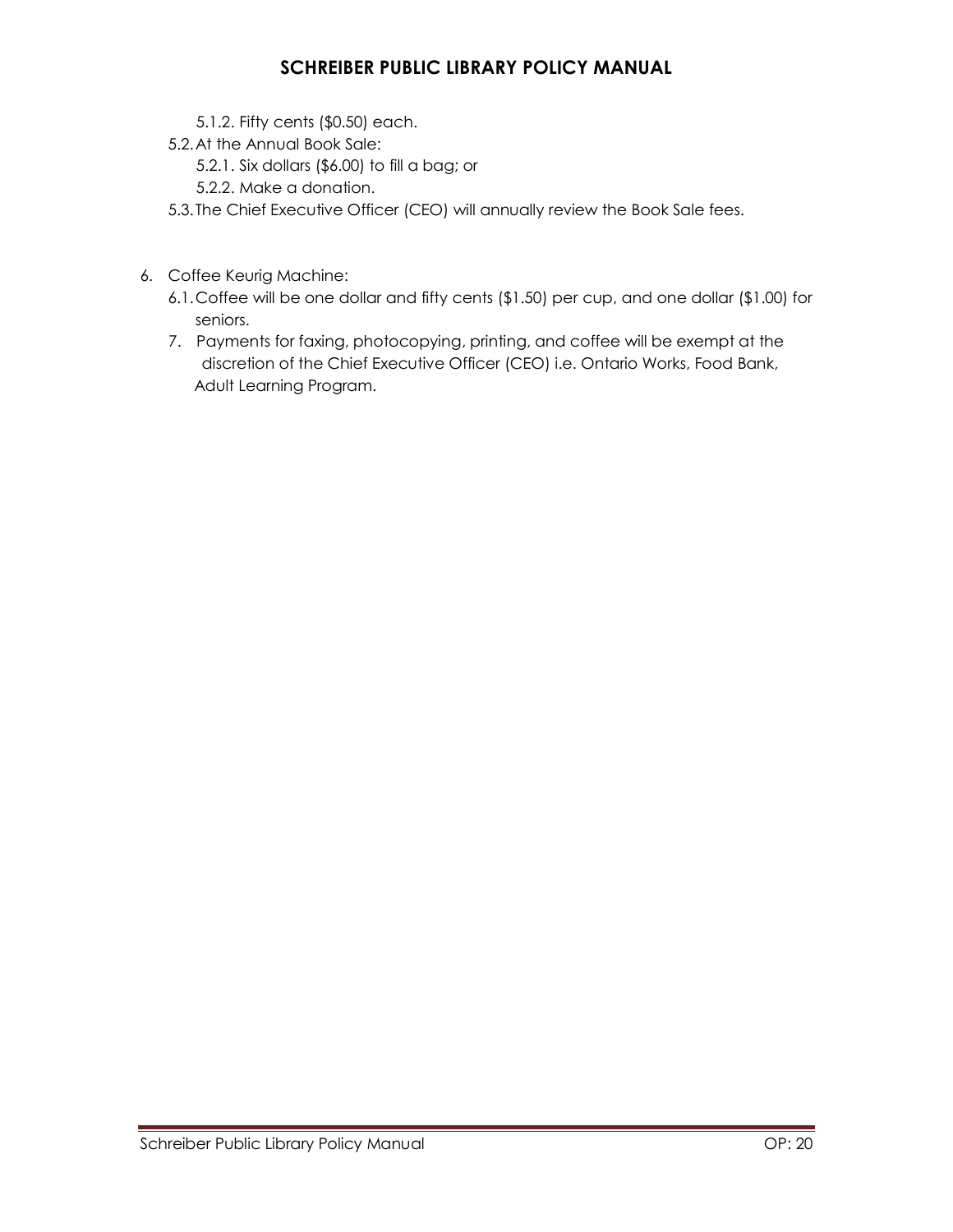5.1.2. Fifty cents ($0.50) each.

5.2. At the Annual Book Sale:

5.2.1. Six dollars ($6.00) to fill a bag; or

5.2.2. Make a donation.

5.3. The Chief Executive Officer (CEO) will annually review the Book Sale fees.

6. Coffee Keurig Machine:

6.1. Coffee will be one dollar and fifty cents ($1.50) per cup, and one dollar ($1.00) for seniors.

7. Payments for faxing, photocopying, printing, and coffee will be exempt at the discretion of the Chief Executive Officer (CEO) i.e. Ontario Works, Food Bank, Adult Learning Program.